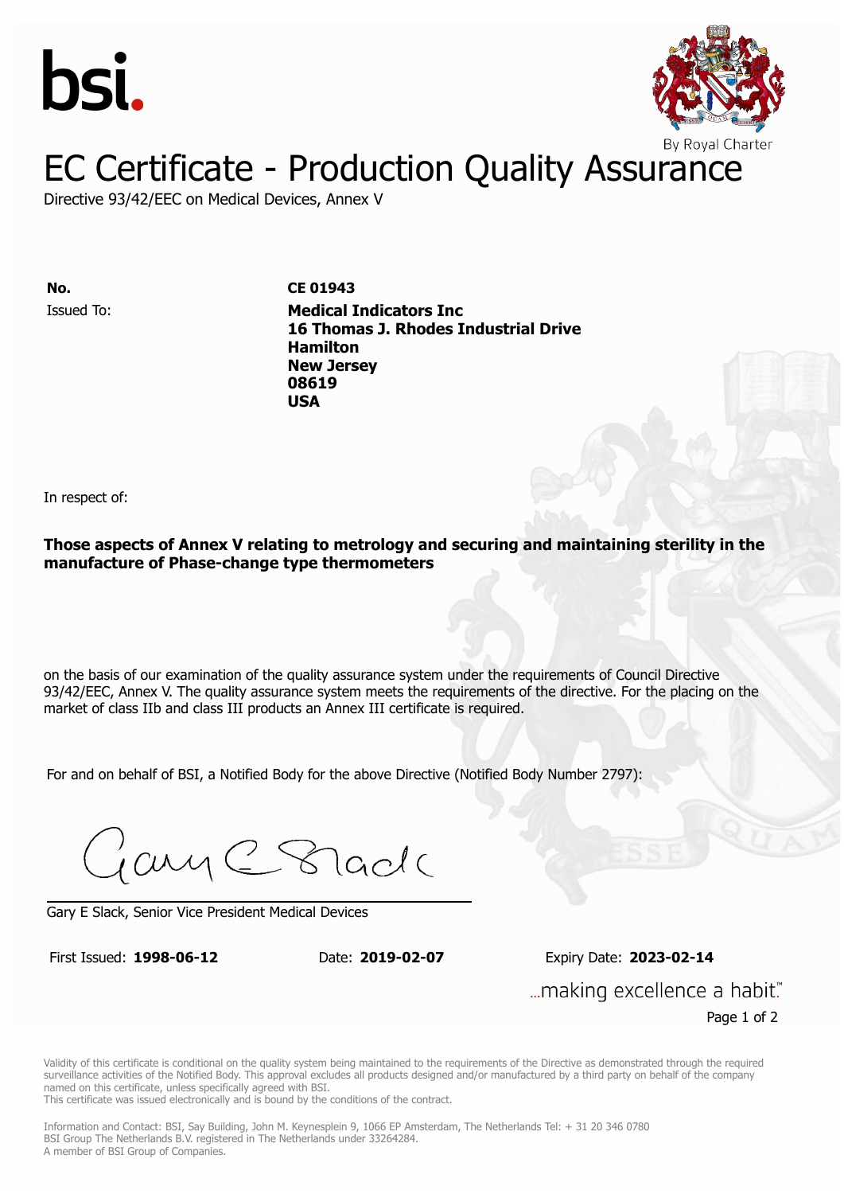bsi.

By Royal Charter

# EC Certificate - Production Quality Assurance

Directive 93/42/EEC on Medical Devices, Annex V

**No.** **CE 01943**

Issued To: **Medical Indicators Inc**
**16 Thomas J. Rhodes Industrial Drive**
**Hamilton**
**New Jersey**
**08619**
**USA**

In respect of:

**Those aspects of Annex V relating to metrology and securing and maintaining sterility in the manufacture of Phase-change type thermometers**

on the basis of our examination of the quality assurance system under the requirements of Council Directive 93/42/EEC, Annex V. The quality assurance system meets the requirements of the directive. For the placing on the market of class IIb and class III products an Annex III certificate is required.

For and on behalf of BSI, a Notified Body for the above Directive (Notified Body Number 2797):

Gary E Slack, Senior Vice President Medical Devices

First Issued: **1998-06-12** Date: **2019-02-07** Expiry Date: **2023-02-14**

...making excellence a habit.™

Validity of this certificate is conditional on the quality system being maintained to the requirements of the Directive as demonstrated through the required surveillance activities of the Notified Body. This approval excludes all products designed and/or manufactured by a third party on behalf of the company named on this certificate, unless specifically agreed with BSI.
This certificate was issued electronically and is bound by the conditions of the contract.

Information and Contact: BSI, Say Building, John M. Keynesplein 9, 1066 EP Amsterdam, The Netherlands Tel: + 31 20 346 0780
BSI Group The Netherlands B.V. registered in The Netherlands under 33264284.
A member of BSI Group of Companies.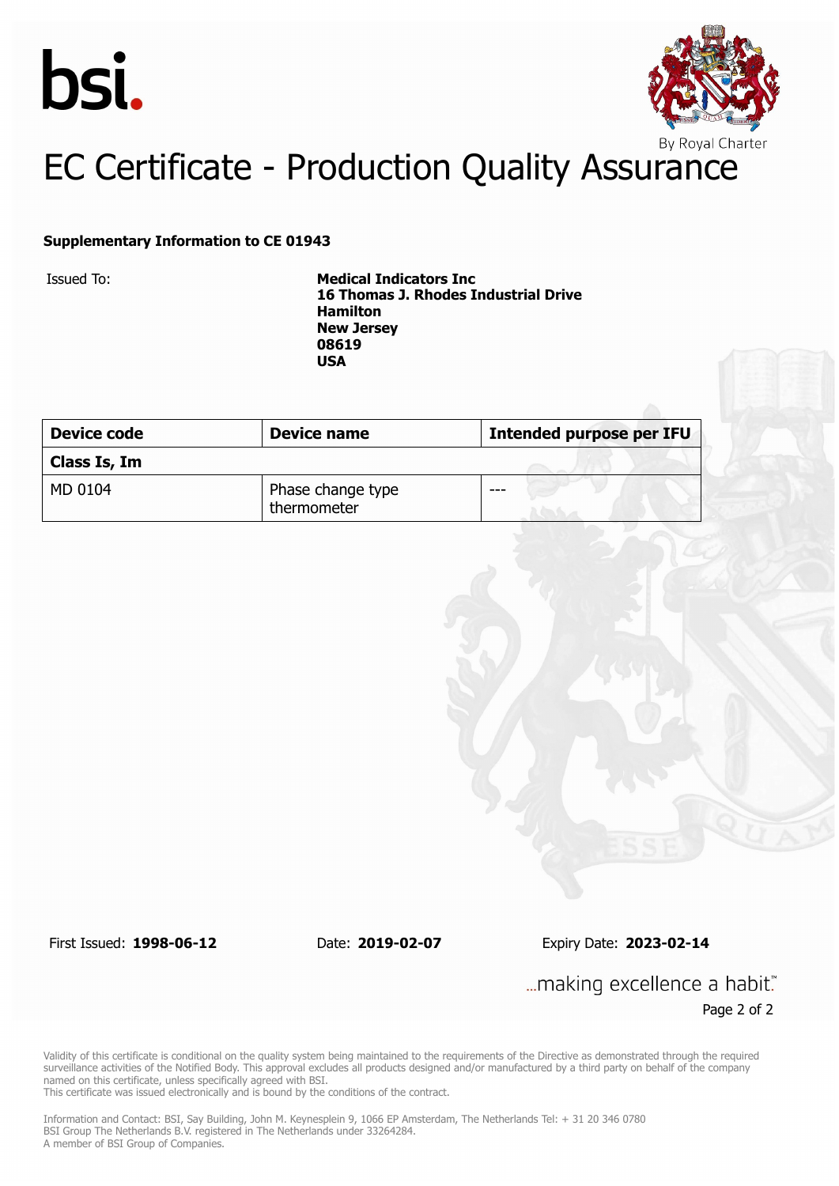bsi.

By Royal Charter

# EC Certificate - Production Quality Assurance

**Supplementary Information to CE 01943**

Issued To: **Medical Indicators Inc**
**16 Thomas J. Rhodes Industrial Drive**
**Hamilton**
**New Jersey**
**08619**
**USA**

| Device code | Device name | Intended purpose per IFU |
|---|---|---|
| **Class Is, Im** | | |
| MD 0104 | Phase change type thermometer | --- |

First Issued: **1998-06-12** Date: **2019-02-07** Expiry Date: **2023-02-14**

...making excellence a habit.™

Validity of this certificate is conditional on the quality system being maintained to the requirements of the Directive as demonstrated through the required surveillance activities of the Notified Body. This approval excludes all products designed and/or manufactured by a third party on behalf of the company named on this certificate, unless specifically agreed with BSI.
This certificate was issued electronically and is bound by the conditions of the contract.

Information and Contact: BSI, Say Building, John M. Keynesplein 9, 1066 EP Amsterdam, The Netherlands Tel: + 31 20 346 0780
BSI Group The Netherlands B.V. registered in The Netherlands under 33264284.
A member of BSI Group of Companies.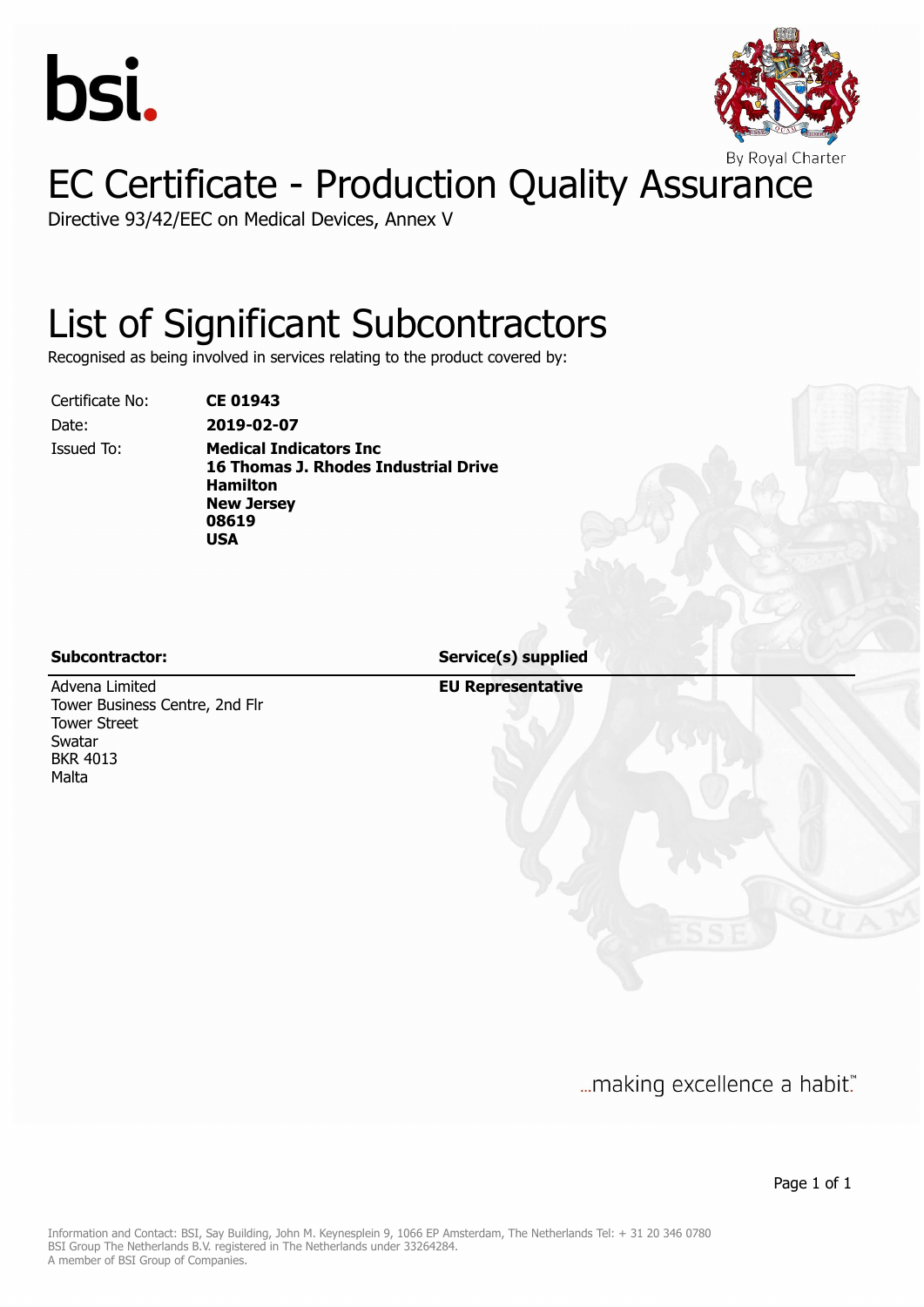bsi.

By Royal Charter

# EC Certificate - Production Quality Assurance

Directive 93/42/EEC on Medical Devices, Annex V

## List of Significant Subcontractors

Recognised as being involved in services relating to the product covered by:

| | |
|---|---|
| Certificate No: | **CE 01943** |
| Date: | **2019-02-07** |
| Issued To: | **Medical Indicators Inc**<br>**16 Thomas J. Rhodes Industrial Drive**<br>**Hamilton**<br>**New Jersey**<br>**08619**<br>**USA** |

| **Subcontractor:** | **Service(s) supplied** |
|---|---|
| Advena Limited<br>Tower Business Centre, 2nd Flr<br>Tower Street<br>Swatar<br>BKR 4013<br>Malta | **EU Representative** |

...making excellence a habit.™

Information and Contact: BSI, Say Building, John M. Keynesplein 9, 1066 EP Amsterdam, The Netherlands Tel: + 31 20 346 0780
BSI Group The Netherlands B.V. registered in The Netherlands under 33264284.
A member of BSI Group of Companies.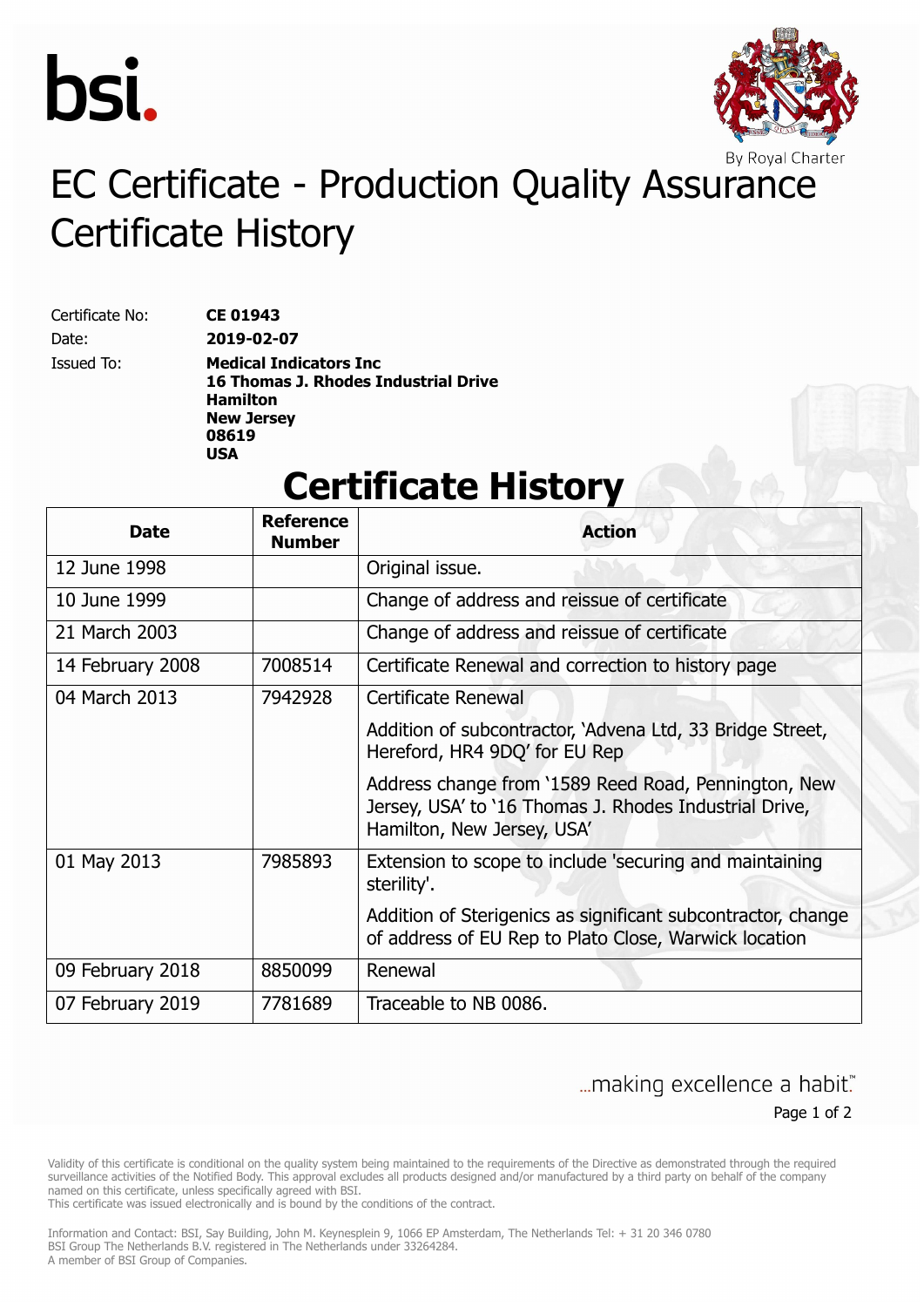# EC Certificate - Production Quality Assurance Certificate History

Certificate No: **CE 01943**

Date: **2019-02-07**

Issued To: **Medical Indicators Inc**
**16 Thomas J. Rhodes Industrial Drive**
**Hamilton**
**New Jersey**
**08619**
**USA**

## Certificate History

| Date | Reference Number | Action |
| --- | --- | --- |
| 12 June 1998 | | Original issue. |
| 10 June 1999 | | Change of address and reissue of certificate |
| 21 March 2003 | | Change of address and reissue of certificate |
| 14 February 2008 | 7008514 | Certificate Renewal and correction to history page |
| 04 March 2013 | 7942928 | Certificate Renewal<br><br>Addition of subcontractor, 'Advena Ltd, 33 Bridge Street, Hereford, HR4 9DQ' for EU Rep<br><br>Address change from '1589 Reed Road, Pennington, New Jersey, USA' to '16 Thomas J. Rhodes Industrial Drive, Hamilton, New Jersey, USA' |
| 01 May 2013 | 7985893 | Extension to scope to include 'securing and maintaining sterility'.<br><br>Addition of Sterigenics as significant subcontractor, change of address of EU Rep to Plato Close, Warwick location |
| 09 February 2018 | 8850099 | Renewal |
| 07 February 2019 | 7781689 | Traceable to NB 0086. |

...making excellence a habit.™

Validity of this certificate is conditional on the quality system being maintained to the requirements of the Directive as demonstrated through the required surveillance activities of the Notified Body. This approval excludes all products designed and/or manufactured by a third party on behalf of the company named on this certificate, unless specifically agreed with BSI.
This certificate was issued electronically and is bound by the conditions of the contract.

Information and Contact: BSI, Say Building, John M. Keynesplein 9, 1066 EP Amsterdam, The Netherlands Tel: + 31 20 346 0780
BSI Group The Netherlands B.V. registered in The Netherlands under 33264284.
A member of BSI Group of Companies.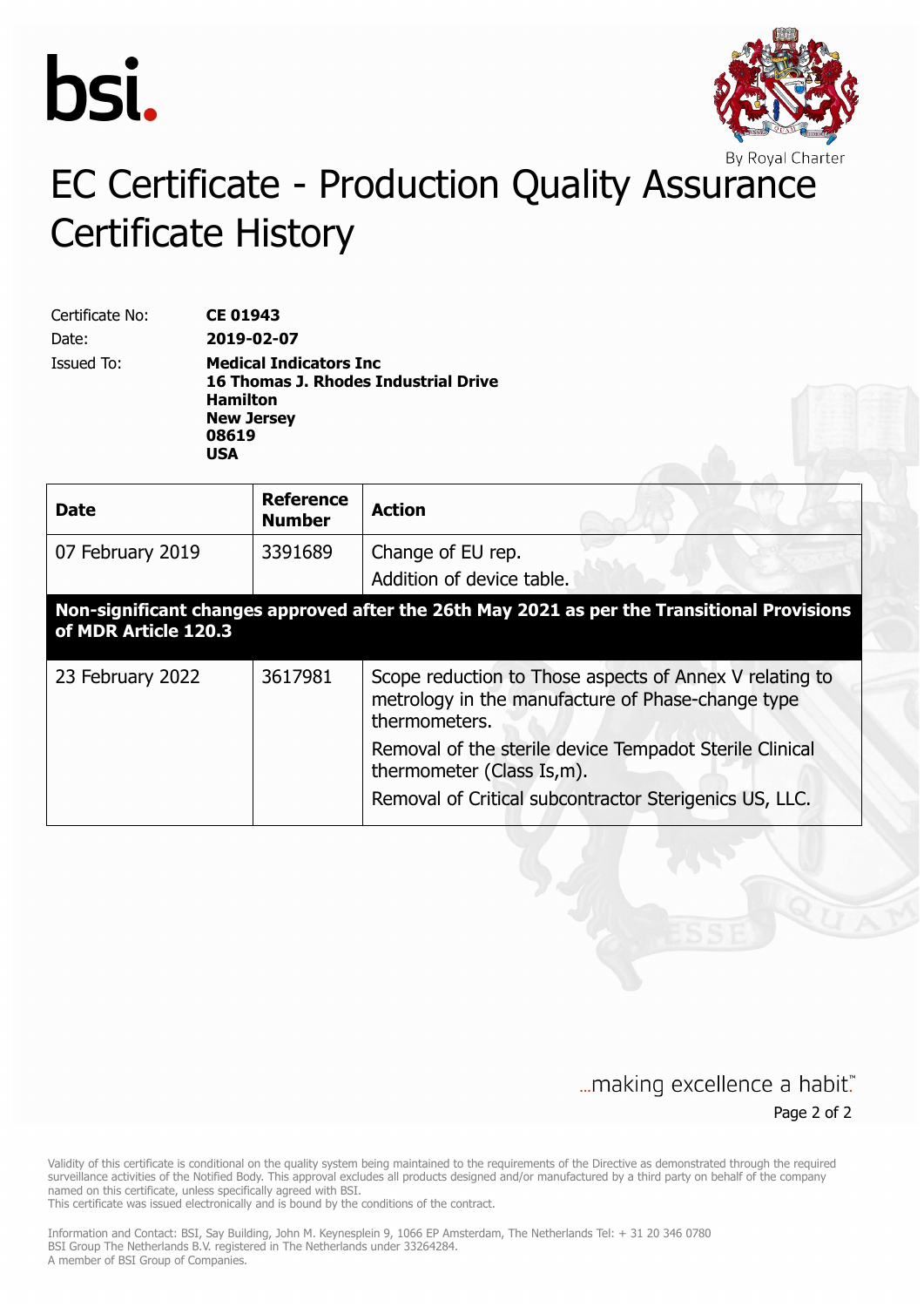bsi.

By Royal Charter

# EC Certificate - Production Quality Assurance Certificate History

Certificate No: **CE 01943**

Date: **2019-02-07**

Issued To: **Medical Indicators Inc**
**16 Thomas J. Rhodes Industrial Drive**
**Hamilton**
**New Jersey**
**08619**
**USA**

| Date | Reference Number | Action |
|---|---|---|
| 07 February 2019 | 3391689 | Change of EU rep.<br>Addition of device table. |
| **Non-significant changes approved after the 26th May 2021 as per the Transitional Provisions of MDR Article 120.3** | | |
| 23 February 2022 | 3617981 | Scope reduction to Those aspects of Annex V relating to metrology in the manufacture of Phase-change type thermometers.<br>Removal of the sterile device Tempadot Sterile Clinical thermometer (Class Is,m).<br>Removal of Critical subcontractor Sterigenics US, LLC. |

...making excellence a habit.™

Validity of this certificate is conditional on the quality system being maintained to the requirements of the Directive as demonstrated through the required surveillance activities of the Notified Body. This approval excludes all products designed and/or manufactured by a third party on behalf of the company named on this certificate, unless specifically agreed with BSI.
This certificate was issued electronically and is bound by the conditions of the contract.

Information and Contact: BSI, Say Building, John M. Keynesplein 9, 1066 EP Amsterdam, The Netherlands Tel: + 31 20 346 0780
BSI Group The Netherlands B.V. registered in The Netherlands under 33264284.
A member of BSI Group of Companies.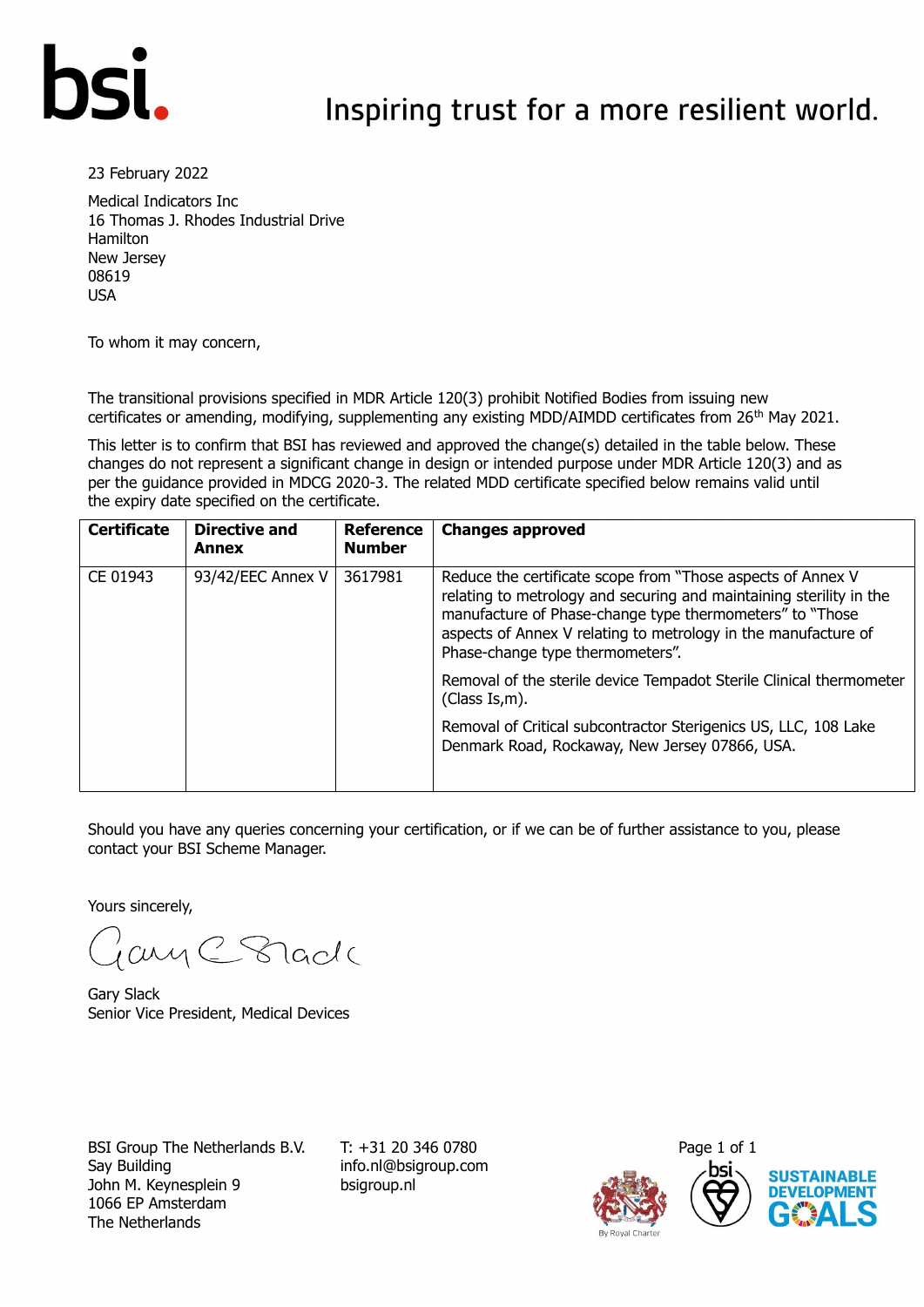bsi.

Inspiring trust for a more resilient world.

23 February 2022

Medical Indicators Inc
16 Thomas J. Rhodes Industrial Drive
Hamilton
New Jersey
08619
USA

To whom it may concern,

The transitional provisions specified in MDR Article 120(3) prohibit Notified Bodies from issuing new certificates or amending, modifying, supplementing any existing MDD/AIMDD certificates from 26th May 2021.

This letter is to confirm that BSI has reviewed and approved the change(s) detailed in the table below. These changes do not represent a significant change in design or intended purpose under MDR Article 120(3) and as per the guidance provided in MDCG 2020-3. The related MDD certificate specified below remains valid until the expiry date specified on the certificate.

| **Certificate** | **Directive and Annex** | **Reference Number** | **Changes approved** |
|---|---|---|---|
| CE 01943 | 93/42/EEC Annex V | 3617981 | Reduce the certificate scope from "Those aspects of Annex V relating to metrology and securing and maintaining sterility in the manufacture of Phase-change type thermometers" to "Those aspects of Annex V relating to metrology in the manufacture of Phase-change type thermometers".<br><br>Removal of the sterile device Tempadot Sterile Clinical thermometer (Class Is,m).<br><br>Removal of Critical subcontractor Sterigenics US, LLC, 108 Lake Denmark Road, Rockaway, New Jersey 07866, USA. |

Should you have any queries concerning your certification, or if we can be of further assistance to you, please contact your BSI Scheme Manager.

Yours sincerely,

Gary C Slack

Gary Slack
Senior Vice President, Medical Devices

BSI Group The Netherlands B.V.
Say Building
John M. Keynesplein 9
1066 EP Amsterdam
The Netherlands

T: +31 20 346 0780
info.nl@bsigroup.com
bsigroup.nl